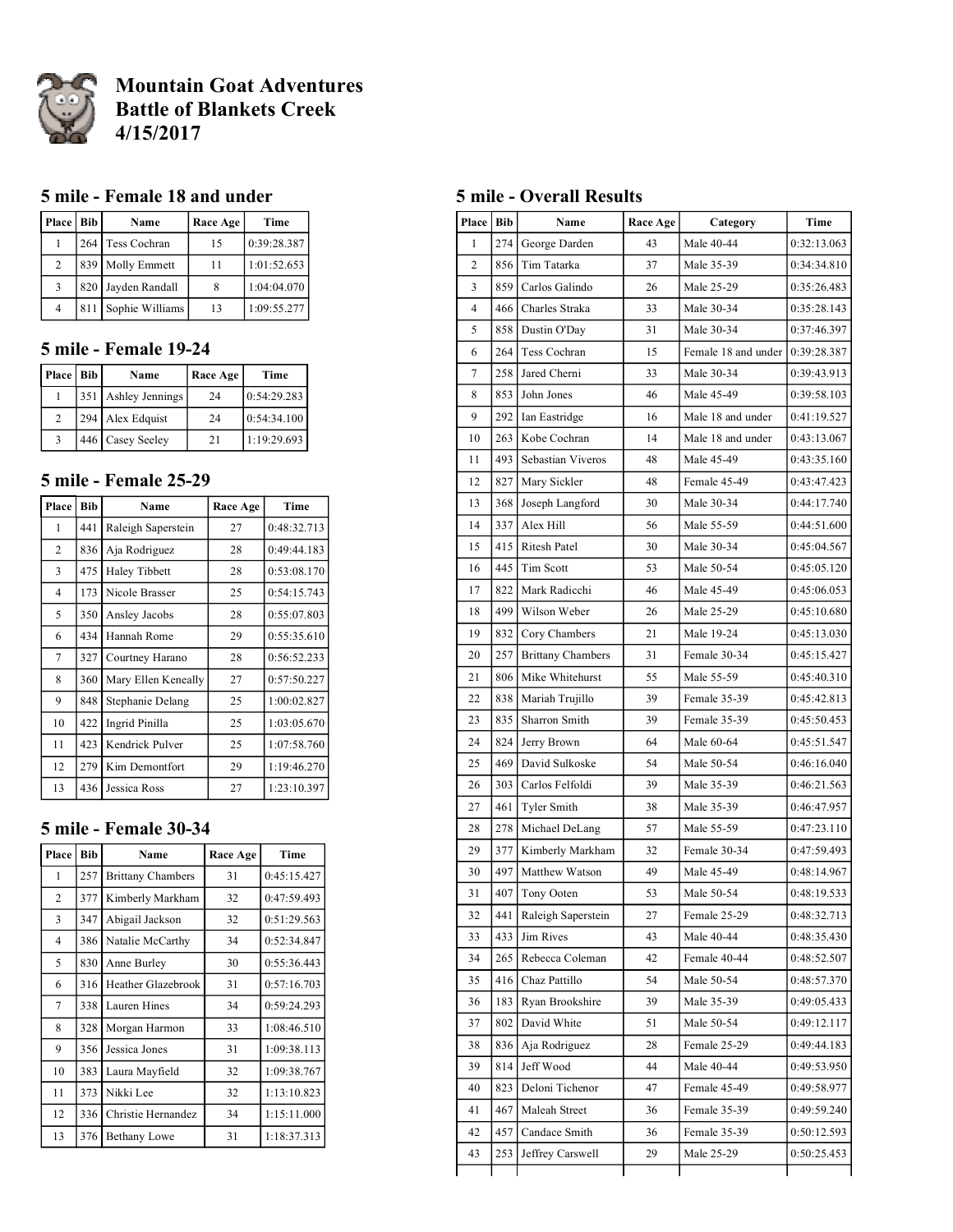# Mountain Goat Adventures
# Battle of Blankets Creek
# 4/15/2017

## 5 mile - Female 18 and under

| Place | Bib | Name | Race Age | Time |
|---|---|---|---|---|
| 1 | 264 | Tess Cochran | 15 | 0:39:28.387 |
| 2 | 839 | Molly Emmett | 11 | 1:01:52.653 |
| 3 | 820 | Jayden Randall | 8 | 1:04:04.070 |
| 4 | 811 | Sophie Williams | 13 | 1:09:55.277 |

## 5 mile - Female 19-24

| Place | Bib | Name | Race Age | Time |
|---|---|---|---|---|
| 1 | 351 | Ashley Jennings | 24 | 0:54:29.283 |
| 2 | 294 | Alex Edquist | 24 | 0:54:34.100 |
| 3 | 446 | Casey Seeley | 21 | 1:19:29.693 |

## 5 mile - Female 25-29

| Place | Bib | Name | Race Age | Time |
|---|---|---|---|---|
| 1 | 441 | Raleigh Saperstein | 27 | 0:48:32.713 |
| 2 | 836 | Aja Rodriguez | 28 | 0:49:44.183 |
| 3 | 475 | Haley Tibbett | 28 | 0:53:08.170 |
| 4 | 173 | Nicole Brasser | 25 | 0:54:15.743 |
| 5 | 350 | Ansley Jacobs | 28 | 0:55:07.803 |
| 6 | 434 | Hannah Rome | 29 | 0:55:35.610 |
| 7 | 327 | Courtney Harano | 28 | 0:56:52.233 |
| 8 | 360 | Mary Ellen Keneally | 27 | 0:57:50.227 |
| 9 | 848 | Stephanie Delang | 25 | 1:00:02.827 |
| 10 | 422 | Ingrid Pinilla | 25 | 1:03:05.670 |
| 11 | 423 | Kendrick Pulver | 25 | 1:07:58.760 |
| 12 | 279 | Kim Demontfort | 29 | 1:19:46.270 |
| 13 | 436 | Jessica Ross | 27 | 1:23:10.397 |

## 5 mile - Female 30-34

| Place | Bib | Name | Race Age | Time |
|---|---|---|---|---|
| 1 | 257 | Brittany Chambers | 31 | 0:45:15.427 |
| 2 | 377 | Kimberly Markham | 32 | 0:47:59.493 |
| 3 | 347 | Abigail Jackson | 32 | 0:51:29.563 |
| 4 | 386 | Natalie McCarthy | 34 | 0:52:34.847 |
| 5 | 830 | Anne Burley | 30 | 0:55:36.443 |
| 6 | 316 | Heather Glazebrook | 31 | 0:57:16.703 |
| 7 | 338 | Lauren Hines | 34 | 0:59:24.293 |
| 8 | 328 | Morgan Harmon | 33 | 1:08:46.510 |
| 9 | 356 | Jessica Jones | 31 | 1:09:38.113 |
| 10 | 383 | Laura Mayfield | 32 | 1:09:38.767 |
| 11 | 373 | Nikki Lee | 32 | 1:13:10.823 |
| 12 | 336 | Christie Hernandez | 34 | 1:15:11.000 |
| 13 | 376 | Bethany Lowe | 31 | 1:18:37.313 |

## 5 mile - Overall Results

| Place | Bib | Name | Race Age | Category | Time |
|---|---|---|---|---|---|
| 1 | 274 | George Darden | 43 | Male 40-44 | 0:32:13.063 |
| 2 | 856 | Tim Tatarka | 37 | Male 35-39 | 0:34:34.810 |
| 3 | 859 | Carlos Galindo | 26 | Male 25-29 | 0:35:26.483 |
| 4 | 466 | Charles Straka | 33 | Male 30-34 | 0:35:28.143 |
| 5 | 858 | Dustin O'Day | 31 | Male 30-34 | 0:37:46.397 |
| 6 | 264 | Tess Cochran | 15 | Female 18 and under | 0:39:28.387 |
| 7 | 258 | Jared Cherni | 33 | Male 30-34 | 0:39:43.913 |
| 8 | 853 | John Jones | 46 | Male 45-49 | 0:39:58.103 |
| 9 | 292 | Ian Eastridge | 16 | Male 18 and under | 0:41:19.527 |
| 10 | 263 | Kobe Cochran | 14 | Male 18 and under | 0:43:13.067 |
| 11 | 493 | Sebastian Viveros | 48 | Male 45-49 | 0:43:35.160 |
| 12 | 827 | Mary Sickler | 48 | Female 45-49 | 0:43:47.423 |
| 13 | 368 | Joseph Langford | 30 | Male 30-34 | 0:44:17.740 |
| 14 | 337 | Alex Hill | 56 | Male 55-59 | 0:44:51.600 |
| 15 | 415 | Ritesh Patel | 30 | Male 30-34 | 0:45:04.567 |
| 16 | 445 | Tim Scott | 53 | Male 50-54 | 0:45:05.120 |
| 17 | 822 | Mark Radicchi | 46 | Male 45-49 | 0:45:06.053 |
| 18 | 499 | Wilson Weber | 26 | Male 25-29 | 0:45:10.680 |
| 19 | 832 | Cory Chambers | 21 | Male 19-24 | 0:45:13.030 |
| 20 | 257 | Brittany Chambers | 31 | Female 30-34 | 0:45:15.427 |
| 21 | 806 | Mike Whitehurst | 55 | Male 55-59 | 0:45:40.310 |
| 22 | 838 | Mariah Trujillo | 39 | Female 35-39 | 0:45:42.813 |
| 23 | 835 | Sharron Smith | 39 | Female 35-39 | 0:45:50.453 |
| 24 | 824 | Jerry Brown | 64 | Male 60-64 | 0:45:51.547 |
| 25 | 469 | David Sulkoske | 54 | Male 50-54 | 0:46:16.040 |
| 26 | 303 | Carlos Felfoldi | 39 | Male 35-39 | 0:46:21.563 |
| 27 | 461 | Tyler Smith | 38 | Male 35-39 | 0:46:47.957 |
| 28 | 278 | Michael DeLang | 57 | Male 55-59 | 0:47:23.110 |
| 29 | 377 | Kimberly Markham | 32 | Female 30-34 | 0:47:59.493 |
| 30 | 497 | Matthew Watson | 49 | Male 45-49 | 0:48:14.967 |
| 31 | 407 | Tony Ooten | 53 | Male 50-54 | 0:48:19.533 |
| 32 | 441 | Raleigh Saperstein | 27 | Female 25-29 | 0:48:32.713 |
| 33 | 433 | Jim Rives | 43 | Male 40-44 | 0:48:35.430 |
| 34 | 265 | Rebecca Coleman | 42 | Female 40-44 | 0:48:52.507 |
| 35 | 416 | Chaz Pattillo | 54 | Male 50-54 | 0:48:57.370 |
| 36 | 183 | Ryan Brookshire | 39 | Male 35-39 | 0:49:05.433 |
| 37 | 802 | David White | 51 | Male 50-54 | 0:49:12.117 |
| 38 | 836 | Aja Rodriguez | 28 | Female 25-29 | 0:49:44.183 |
| 39 | 814 | Jeff Wood | 44 | Male 40-44 | 0:49:53.950 |
| 40 | 823 | Deloni Tichenor | 47 | Female 45-49 | 0:49:58.977 |
| 41 | 467 | Maleah Street | 36 | Female 35-39 | 0:49:59.240 |
| 42 | 457 | Candace Smith | 36 | Female 35-39 | 0:50:12.593 |
| 43 | 253 | Jeffrey Carswell | 29 | Male 25-29 | 0:50:25.453 |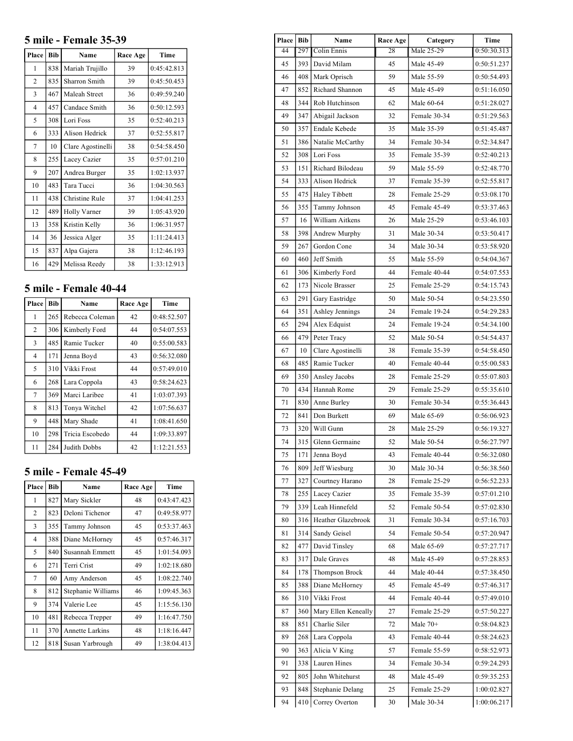## 5 mile - Female 35-39

| Place | Bib | Name | Race Age | Time |
|---|---|---|---|---|
| 1 | 838 | Mariah Trujillo | 39 | 0:45:42.813 |
| 2 | 835 | Sharron Smith | 39 | 0:45:50.453 |
| 3 | 467 | Maleah Street | 36 | 0:49:59.240 |
| 4 | 457 | Candace Smith | 36 | 0:50:12.593 |
| 5 | 308 | Lori Foss | 35 | 0:52:40.213 |
| 6 | 333 | Alison Hedrick | 37 | 0:52:55.817 |
| 7 | 10 | Clare Agostinelli | 38 | 0:54:58.450 |
| 8 | 255 | Lacey Cazier | 35 | 0:57:01.210 |
| 9 | 207 | Andrea Burger | 35 | 1:02:13.937 |
| 10 | 483 | Tara Tucci | 36 | 1:04:30.563 |
| 11 | 438 | Christine Rule | 37 | 1:04:41.253 |
| 12 | 489 | Holly Varner | 39 | 1:05:43.920 |
| 13 | 358 | Kristin Kelly | 36 | 1:06:31.957 |
| 14 | 36 | Jessica Alger | 35 | 1:11:24.413 |
| 15 | 837 | Alpa Gajera | 38 | 1:12:46.193 |
| 16 | 429 | Melissa Reedy | 38 | 1:33:12.913 |

## 5 mile - Female 40-44

| Place | Bib | Name | Race Age | Time |
|---|---|---|---|---|
| 1 | 265 | Rebecca Coleman | 42 | 0:48:52.507 |
| 2 | 306 | Kimberly Ford | 44 | 0:54:07.553 |
| 3 | 485 | Ramie Tucker | 40 | 0:55:00.583 |
| 4 | 171 | Jenna Boyd | 43 | 0:56:32.080 |
| 5 | 310 | Vikki Frost | 44 | 0:57:49.010 |
| 6 | 268 | Lara Coppola | 43 | 0:58:24.623 |
| 7 | 369 | Marci Laribee | 41 | 1:03:07.393 |
| 8 | 813 | Tonya Witchel | 42 | 1:07:56.637 |
| 9 | 448 | Mary Shade | 41 | 1:08:41.650 |
| 10 | 298 | Tricia Escobedo | 44 | 1:09:33.897 |
| 11 | 284 | Judith Dobbs | 42 | 1:12:21.553 |

## 5 mile - Female 45-49

| Place | Bib | Name | Race Age | Time |
|---|---|---|---|---|
| 1 | 827 | Mary Sickler | 48 | 0:43:47.423 |
| 2 | 823 | Deloni Tichenor | 47 | 0:49:58.977 |
| 3 | 355 | Tammy Johnson | 45 | 0:53:37.463 |
| 4 | 388 | Diane McHorney | 45 | 0:57:46.317 |
| 5 | 840 | Susannah Emmett | 45 | 1:01:54.093 |
| 6 | 271 | Terri Crist | 49 | 1:02:18.680 |
| 7 | 60 | Amy Anderson | 45 | 1:08:22.740 |
| 8 | 812 | Stephanie Williams | 46 | 1:09:45.363 |
| 9 | 374 | Valerie Lee | 45 | 1:15:56.130 |
| 10 | 481 | Rebecca Trepper | 49 | 1:16:47.750 |
| 11 | 370 | Annette Larkins | 48 | 1:18:16.447 |
| 12 | 818 | Susan Yarbrough | 49 | 1:38:04.413 |

| Place | Bib | Name | Race Age | Category | Time |
|---|---|---|---|---|---|
| 44 | 297 | Colin Ennis | 28 | Male 25-29 | 0:50:30.313 |
| 45 | 393 | David Milam | 45 | Male 45-49 | 0:50:51.237 |
| 46 | 408 | Mark Oprisch | 59 | Male 55-59 | 0:50:54.493 |
| 47 | 852 | Richard Shannon | 45 | Male 45-49 | 0:51:16.050 |
| 48 | 344 | Rob Hutchinson | 62 | Male 60-64 | 0:51:28.027 |
| 49 | 347 | Abigail Jackson | 32 | Female 30-34 | 0:51:29.563 |
| 50 | 357 | Endale Kebede | 35 | Male 35-39 | 0:51:45.487 |
| 51 | 386 | Natalie McCarthy | 34 | Female 30-34 | 0:52:34.847 |
| 52 | 308 | Lori Foss | 35 | Female 35-39 | 0:52:40.213 |
| 53 | 151 | Richard Bilodeau | 59 | Male 55-59 | 0:52:48.770 |
| 54 | 333 | Alison Hedrick | 37 | Female 35-39 | 0:52:55.817 |
| 55 | 475 | Haley Tibbett | 28 | Female 25-29 | 0:53:08.170 |
| 56 | 355 | Tammy Johnson | 45 | Female 45-49 | 0:53:37.463 |
| 57 | 16 | William Aitkens | 26 | Male 25-29 | 0:53:46.103 |
| 58 | 398 | Andrew Murphy | 31 | Male 30-34 | 0:53:50.417 |
| 59 | 267 | Gordon Cone | 34 | Male 30-34 | 0:53:58.920 |
| 60 | 460 | Jeff Smith | 55 | Male 55-59 | 0:54:04.367 |
| 61 | 306 | Kimberly Ford | 44 | Female 40-44 | 0:54:07.553 |
| 62 | 173 | Nicole Brasser | 25 | Female 25-29 | 0:54:15.743 |
| 63 | 291 | Gary Eastridge | 50 | Male 50-54 | 0:54:23.550 |
| 64 | 351 | Ashley Jennings | 24 | Female 19-24 | 0:54:29.283 |
| 65 | 294 | Alex Edquist | 24 | Female 19-24 | 0:54:34.100 |
| 66 | 479 | Peter Tracy | 52 | Male 50-54 | 0:54:54.437 |
| 67 | 10 | Clare Agostinelli | 38 | Female 35-39 | 0:54:58.450 |
| 68 | 485 | Ramie Tucker | 40 | Female 40-44 | 0:55:00.583 |
| 69 | 350 | Ansley Jacobs | 28 | Female 25-29 | 0:55:07.803 |
| 70 | 434 | Hannah Rome | 29 | Female 25-29 | 0:55:35.610 |
| 71 | 830 | Anne Burley | 30 | Female 30-34 | 0:55:36.443 |
| 72 | 841 | Don Burkett | 69 | Male 65-69 | 0:56:06.923 |
| 73 | 320 | Will Gunn | 28 | Male 25-29 | 0:56:19.327 |
| 74 | 315 | Glenn Germaine | 52 | Male 50-54 | 0:56:27.797 |
| 75 | 171 | Jenna Boyd | 43 | Female 40-44 | 0:56:32.080 |
| 76 | 809 | Jeff Wiesburg | 30 | Male 30-34 | 0:56:38.560 |
| 77 | 327 | Courtney Harano | 28 | Female 25-29 | 0:56:52.233 |
| 78 | 255 | Lacey Cazier | 35 | Female 35-39 | 0:57:01.210 |
| 79 | 339 | Leah Hinnefeld | 52 | Female 50-54 | 0:57:02.830 |
| 80 | 316 | Heather Glazebrook | 31 | Female 30-34 | 0:57:16.703 |
| 81 | 314 | Sandy Geisel | 54 | Female 50-54 | 0:57:20.947 |
| 82 | 477 | David Tinsley | 68 | Male 65-69 | 0:57:27.717 |
| 83 | 317 | Dale Graves | 48 | Male 45-49 | 0:57:28.853 |
| 84 | 178 | Thompson Brock | 44 | Male 40-44 | 0:57:38.450 |
| 85 | 388 | Diane McHorney | 45 | Female 45-49 | 0:57:46.317 |
| 86 | 310 | Vikki Frost | 44 | Female 40-44 | 0:57:49.010 |
| 87 | 360 | Mary Ellen Keneally | 27 | Female 25-29 | 0:57:50.227 |
| 88 | 851 | Charlie Siler | 72 | Male 70+ | 0:58:04.823 |
| 89 | 268 | Lara Coppola | 43 | Female 40-44 | 0:58:24.623 |
| 90 | 363 | Alicia V King | 57 | Female 55-59 | 0:58:52.973 |
| 91 | 338 | Lauren Hines | 34 | Female 30-34 | 0:59:24.293 |
| 92 | 805 | John Whitehurst | 48 | Male 45-49 | 0:59:35.253 |
| 93 | 848 | Stephanie Delang | 25 | Female 25-29 | 1:00:02.827 |
| 94 | 410 | Correy Overton | 30 | Male 30-34 | 1:00:06.217 |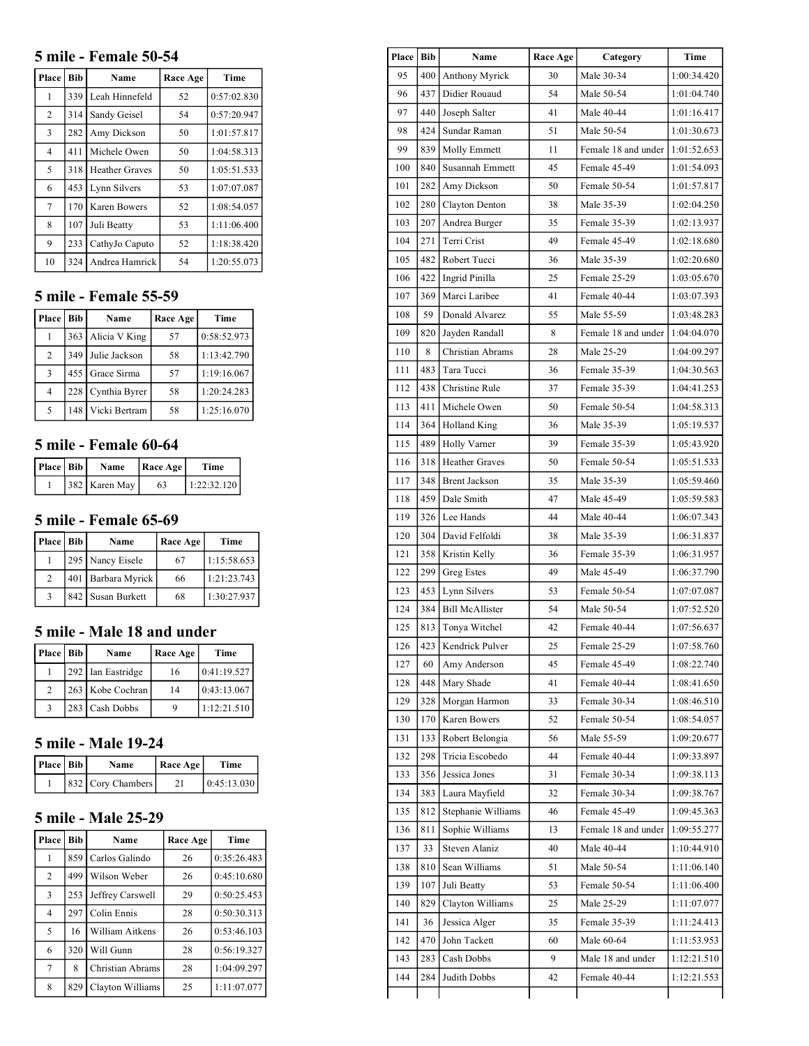## 5 mile - Female 50-54

| Place | Bib | Name | Race Age | Time |
|---|---|---|---|---|
| 1 | 339 | Leah Hinnefeld | 52 | 0:57:02.830 |
| 2 | 314 | Sandy Geisel | 54 | 0:57:20.947 |
| 3 | 282 | Amy Dickson | 50 | 1:01:57.817 |
| 4 | 411 | Michele Owen | 50 | 1:04:58.313 |
| 5 | 318 | Heather Graves | 50 | 1:05:51.533 |
| 6 | 453 | Lynn Silvers | 53 | 1:07:07.087 |
| 7 | 170 | Karen Bowers | 52 | 1:08:54.057 |
| 8 | 107 | Juli Beatty | 53 | 1:11:06.400 |
| 9 | 233 | CathyJo Caputo | 52 | 1:18:38.420 |
| 10 | 324 | Andrea Hamrick | 54 | 1:20:55.073 |

## 5 mile - Female 55-59

| Place | Bib | Name | Race Age | Time |
|---|---|---|---|---|
| 1 | 363 | Alicia V King | 57 | 0:58:52.973 |
| 2 | 349 | Julie Jackson | 58 | 1:13:42.790 |
| 3 | 455 | Grace Sirma | 57 | 1:19:16.067 |
| 4 | 228 | Cynthia Byrer | 58 | 1:20:24.283 |
| 5 | 148 | Vicki Bertram | 58 | 1:25:16.070 |

## 5 mile - Female 60-64

| Place | Bib | Name | Race Age | Time |
|---|---|---|---|---|
| 1 | 382 | Karen May | 63 | 1:22:32.120 |

## 5 mile - Female 65-69

| Place | Bib | Name | Race Age | Time |
|---|---|---|---|---|
| 1 | 295 | Nancy Eisele | 67 | 1:15:58.653 |
| 2 | 401 | Barbara Myrick | 66 | 1:21:23.743 |
| 3 | 842 | Susan Burkett | 68 | 1:30:27.937 |

## 5 mile - Male 18 and under

| Place | Bib | Name | Race Age | Time |
|---|---|---|---|---|
| 1 | 292 | Ian Eastridge | 16 | 0:41:19.527 |
| 2 | 263 | Kobe Cochran | 14 | 0:43:13.067 |
| 3 | 283 | Cash Dobbs | 9 | 1:12:21.510 |

## 5 mile - Male 19-24

| Place | Bib | Name | Race Age | Time |
|---|---|---|---|---|
| 1 | 832 | Cory Chambers | 21 | 0:45:13.030 |

## 5 mile - Male 25-29

| Place | Bib | Name | Race Age | Time |
|---|---|---|---|---|
| 1 | 859 | Carlos Galindo | 26 | 0:35:26.483 |
| 2 | 499 | Wilson Weber | 26 | 0:45:10.680 |
| 3 | 253 | Jeffrey Carswell | 29 | 0:50:25.453 |
| 4 | 297 | Colin Ennis | 28 | 0:50:30.313 |
| 5 | 16 | William Aitkens | 26 | 0:53:46.103 |
| 6 | 320 | Will Gunn | 28 | 0:56:19.327 |
| 7 | 8 | Christian Abrams | 28 | 1:04:09.297 |
| 8 | 829 | Clayton Williams | 25 | 1:11:07.077 |

| Place | Bib | Name | Race Age | Category | Time |
|---|---|---|---|---|---|
| 95 | 400 | Anthony Myrick | 30 | Male 30-34 | 1:00:34.420 |
| 96 | 437 | Didier Rouaud | 54 | Male 50-54 | 1:01:04.740 |
| 97 | 440 | Joseph Salter | 41 | Male 40-44 | 1:01:16.417 |
| 98 | 424 | Sundar Raman | 51 | Male 50-54 | 1:01:30.673 |
| 99 | 839 | Molly Emmett | 11 | Female 18 and under | 1:01:52.653 |
| 100 | 840 | Susannah Emmett | 45 | Female 45-49 | 1:01:54.093 |
| 101 | 282 | Amy Dickson | 50 | Female 50-54 | 1:01:57.817 |
| 102 | 280 | Clayton Denton | 38 | Male 35-39 | 1:02:04.250 |
| 103 | 207 | Andrea Burger | 35 | Female 35-39 | 1:02:13.937 |
| 104 | 271 | Terri Crist | 49 | Female 45-49 | 1:02:18.680 |
| 105 | 482 | Robert Tucci | 36 | Male 35-39 | 1:02:20.680 |
| 106 | 422 | Ingrid Pinilla | 25 | Female 25-29 | 1:03:05.670 |
| 107 | 369 | Marci Laribee | 41 | Female 40-44 | 1:03:07.393 |
| 108 | 59 | Donald Alvarez | 55 | Male 55-59 | 1:03:48.283 |
| 109 | 820 | Jayden Randall | 8 | Female 18 and under | 1:04:04.070 |
| 110 | 8 | Christian Abrams | 28 | Male 25-29 | 1:04:09.297 |
| 111 | 483 | Tara Tucci | 36 | Female 35-39 | 1:04:30.563 |
| 112 | 438 | Christine Rule | 37 | Female 35-39 | 1:04:41.253 |
| 113 | 411 | Michele Owen | 50 | Female 50-54 | 1:04:58.313 |
| 114 | 364 | Holland King | 36 | Male 35-39 | 1:05:19.537 |
| 115 | 489 | Holly Varner | 39 | Female 35-39 | 1:05:43.920 |
| 116 | 318 | Heather Graves | 50 | Female 50-54 | 1:05:51.533 |
| 117 | 348 | Brent Jackson | 35 | Male 35-39 | 1:05:59.460 |
| 118 | 459 | Dale Smith | 47 | Male 45-49 | 1:05:59.583 |
| 119 | 326 | Lee Hands | 44 | Male 40-44 | 1:06:07.343 |
| 120 | 304 | David Felfoldi | 38 | Male 35-39 | 1:06:31.837 |
| 121 | 358 | Kristin Kelly | 36 | Female 35-39 | 1:06:31.957 |
| 122 | 299 | Greg Estes | 49 | Male 45-49 | 1:06:37.790 |
| 123 | 453 | Lynn Silvers | 53 | Female 50-54 | 1:07:07.087 |
| 124 | 384 | Bill McAllister | 54 | Male 50-54 | 1:07:52.520 |
| 125 | 813 | Tonya Witchel | 42 | Female 40-44 | 1:07:56.637 |
| 126 | 423 | Kendrick Pulver | 25 | Female 25-29 | 1:07:58.760 |
| 127 | 60 | Amy Anderson | 45 | Female 45-49 | 1:08:22.740 |
| 128 | 448 | Mary Shade | 41 | Female 40-44 | 1:08:41.650 |
| 129 | 328 | Morgan Harmon | 33 | Female 30-34 | 1:08:46.510 |
| 130 | 170 | Karen Bowers | 52 | Female 50-54 | 1:08:54.057 |
| 131 | 133 | Robert Belongia | 56 | Male 55-59 | 1:09:20.677 |
| 132 | 298 | Tricia Escobedo | 44 | Female 40-44 | 1:09:33.897 |
| 133 | 356 | Jessica Jones | 31 | Female 30-34 | 1:09:38.113 |
| 134 | 383 | Laura Mayfield | 32 | Female 30-34 | 1:09:38.767 |
| 135 | 812 | Stephanie Williams | 46 | Female 45-49 | 1:09:45.363 |
| 136 | 811 | Sophie Williams | 13 | Female 18 and under | 1:09:55.277 |
| 137 | 33 | Steven Alaniz | 40 | Male 40-44 | 1:10:44.910 |
| 138 | 810 | Sean Williams | 51 | Male 50-54 | 1:11:06.140 |
| 139 | 107 | Juli Beatty | 53 | Female 50-54 | 1:11:06.400 |
| 140 | 829 | Clayton Williams | 25 | Male 25-29 | 1:11:07.077 |
| 141 | 36 | Jessica Alger | 35 | Female 35-39 | 1:11:24.413 |
| 142 | 470 | John Tackett | 60 | Male 60-64 | 1:11:53.953 |
| 143 | 283 | Cash Dobbs | 9 | Male 18 and under | 1:12:21.510 |
| 144 | 284 | Judith Dobbs | 42 | Female 40-44 | 1:12:21.553 |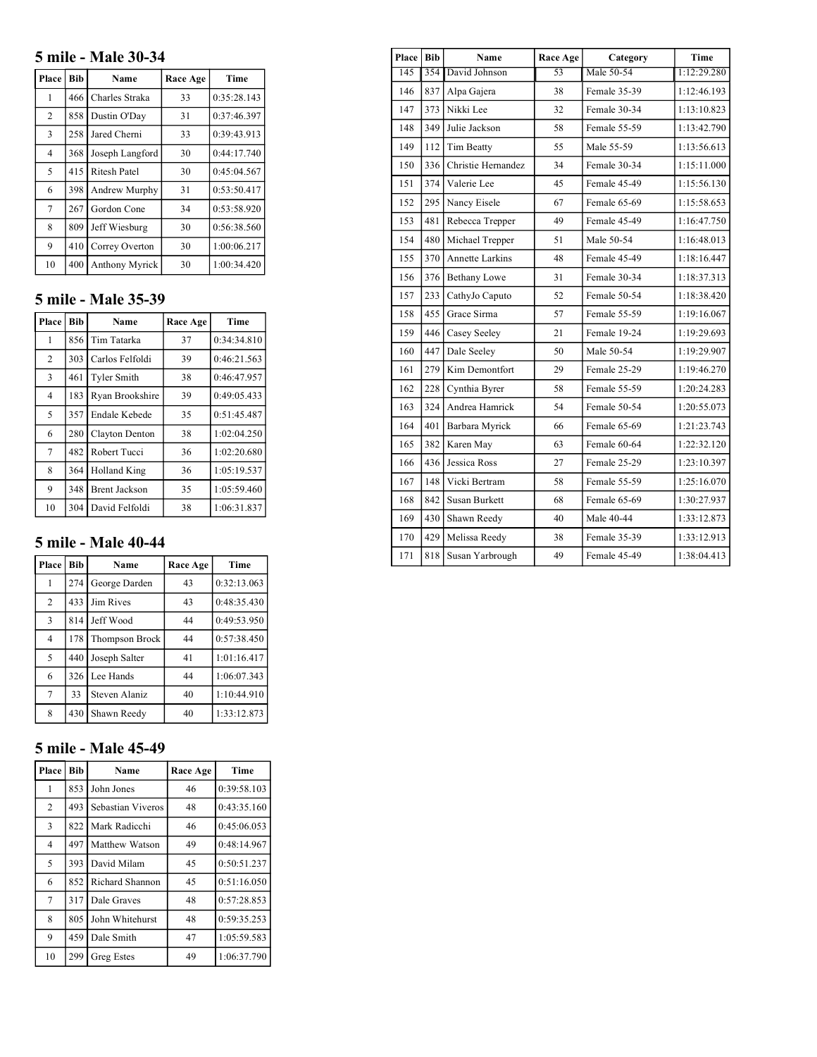## 5 mile - Male 30-34

| Place | Bib | Name | Race Age | Time |
|---|---|---|---|---|
| 1 | 466 | Charles Straka | 33 | 0:35:28.143 |
| 2 | 858 | Dustin O'Day | 31 | 0:37:46.397 |
| 3 | 258 | Jared Cherni | 33 | 0:39:43.913 |
| 4 | 368 | Joseph Langford | 30 | 0:44:17.740 |
| 5 | 415 | Ritesh Patel | 30 | 0:45:04.567 |
| 6 | 398 | Andrew Murphy | 31 | 0:53:50.417 |
| 7 | 267 | Gordon Cone | 34 | 0:53:58.920 |
| 8 | 809 | Jeff Wiesburg | 30 | 0:56:38.560 |
| 9 | 410 | Correy Overton | 30 | 1:00:06.217 |
| 10 | 400 | Anthony Myrick | 30 | 1:00:34.420 |

## 5 mile - Male 35-39

| Place | Bib | Name | Race Age | Time |
|---|---|---|---|---|
| 1 | 856 | Tim Tatarka | 37 | 0:34:34.810 |
| 2 | 303 | Carlos Felfoldi | 39 | 0:46:21.563 |
| 3 | 461 | Tyler Smith | 38 | 0:46:47.957 |
| 4 | 183 | Ryan Brookshire | 39 | 0:49:05.433 |
| 5 | 357 | Endale Kebede | 35 | 0:51:45.487 |
| 6 | 280 | Clayton Denton | 38 | 1:02:04.250 |
| 7 | 482 | Robert Tucci | 36 | 1:02:20.680 |
| 8 | 364 | Holland King | 36 | 1:05:19.537 |
| 9 | 348 | Brent Jackson | 35 | 1:05:59.460 |
| 10 | 304 | David Felfoldi | 38 | 1:06:31.837 |

## 5 mile - Male 40-44

| Place | Bib | Name | Race Age | Time |
|---|---|---|---|---|
| 1 | 274 | George Darden | 43 | 0:32:13.063 |
| 2 | 433 | Jim Rives | 43 | 0:48:35.430 |
| 3 | 814 | Jeff Wood | 44 | 0:49:53.950 |
| 4 | 178 | Thompson Brock | 44 | 0:57:38.450 |
| 5 | 440 | Joseph Salter | 41 | 1:01:16.417 |
| 6 | 326 | Lee Hands | 44 | 1:06:07.343 |
| 7 | 33 | Steven Alaniz | 40 | 1:10:44.910 |
| 8 | 430 | Shawn Reedy | 40 | 1:33:12.873 |

## 5 mile - Male 45-49

| Place | Bib | Name | Race Age | Time |
|---|---|---|---|---|
| 1 | 853 | John Jones | 46 | 0:39:58.103 |
| 2 | 493 | Sebastian Viveros | 48 | 0:43:35.160 |
| 3 | 822 | Mark Radicchi | 46 | 0:45:06.053 |
| 4 | 497 | Matthew Watson | 49 | 0:48:14.967 |
| 5 | 393 | David Milam | 45 | 0:50:51.237 |
| 6 | 852 | Richard Shannon | 45 | 0:51:16.050 |
| 7 | 317 | Dale Graves | 48 | 0:57:28.853 |
| 8 | 805 | John Whitehurst | 48 | 0:59:35.253 |
| 9 | 459 | Dale Smith | 47 | 1:05:59.583 |
| 10 | 299 | Greg Estes | 49 | 1:06:37.790 |

| Place | Bib | Name | Race Age | Category | Time |
|---|---|---|---|---|---|
| 145 | 354 | David Johnson | 53 | Male 50-54 | 1:12:29.280 |
| 146 | 837 | Alpa Gajera | 38 | Female 35-39 | 1:12:46.193 |
| 147 | 373 | Nikki Lee | 32 | Female 30-34 | 1:13:10.823 |
| 148 | 349 | Julie Jackson | 58 | Female 55-59 | 1:13:42.790 |
| 149 | 112 | Tim Beatty | 55 | Male 55-59 | 1:13:56.613 |
| 150 | 336 | Christie Hernandez | 34 | Female 30-34 | 1:15:11.000 |
| 151 | 374 | Valerie Lee | 45 | Female 45-49 | 1:15:56.130 |
| 152 | 295 | Nancy Eisele | 67 | Female 65-69 | 1:15:58.653 |
| 153 | 481 | Rebecca Trepper | 49 | Female 45-49 | 1:16:47.750 |
| 154 | 480 | Michael Trepper | 51 | Male 50-54 | 1:16:48.013 |
| 155 | 370 | Annette Larkins | 48 | Female 45-49 | 1:18:16.447 |
| 156 | 376 | Bethany Lowe | 31 | Female 30-34 | 1:18:37.313 |
| 157 | 233 | CathyJo Caputo | 52 | Female 50-54 | 1:18:38.420 |
| 158 | 455 | Grace Sirma | 57 | Female 55-59 | 1:19:16.067 |
| 159 | 446 | Casey Seeley | 21 | Female 19-24 | 1:19:29.693 |
| 160 | 447 | Dale Seeley | 50 | Male 50-54 | 1:19:29.907 |
| 161 | 279 | Kim Demontfort | 29 | Female 25-29 | 1:19:46.270 |
| 162 | 228 | Cynthia Byrer | 58 | Female 55-59 | 1:20:24.283 |
| 163 | 324 | Andrea Hamrick | 54 | Female 50-54 | 1:20:55.073 |
| 164 | 401 | Barbara Myrick | 66 | Female 65-69 | 1:21:23.743 |
| 165 | 382 | Karen May | 63 | Female 60-64 | 1:22:32.120 |
| 166 | 436 | Jessica Ross | 27 | Female 25-29 | 1:23:10.397 |
| 167 | 148 | Vicki Bertram | 58 | Female 55-59 | 1:25:16.070 |
| 168 | 842 | Susan Burkett | 68 | Female 65-69 | 1:30:27.937 |
| 169 | 430 | Shawn Reedy | 40 | Male 40-44 | 1:33:12.873 |
| 170 | 429 | Melissa Reedy | 38 | Female 35-39 | 1:33:12.913 |
| 171 | 818 | Susan Yarbrough | 49 | Female 45-49 | 1:38:04.413 |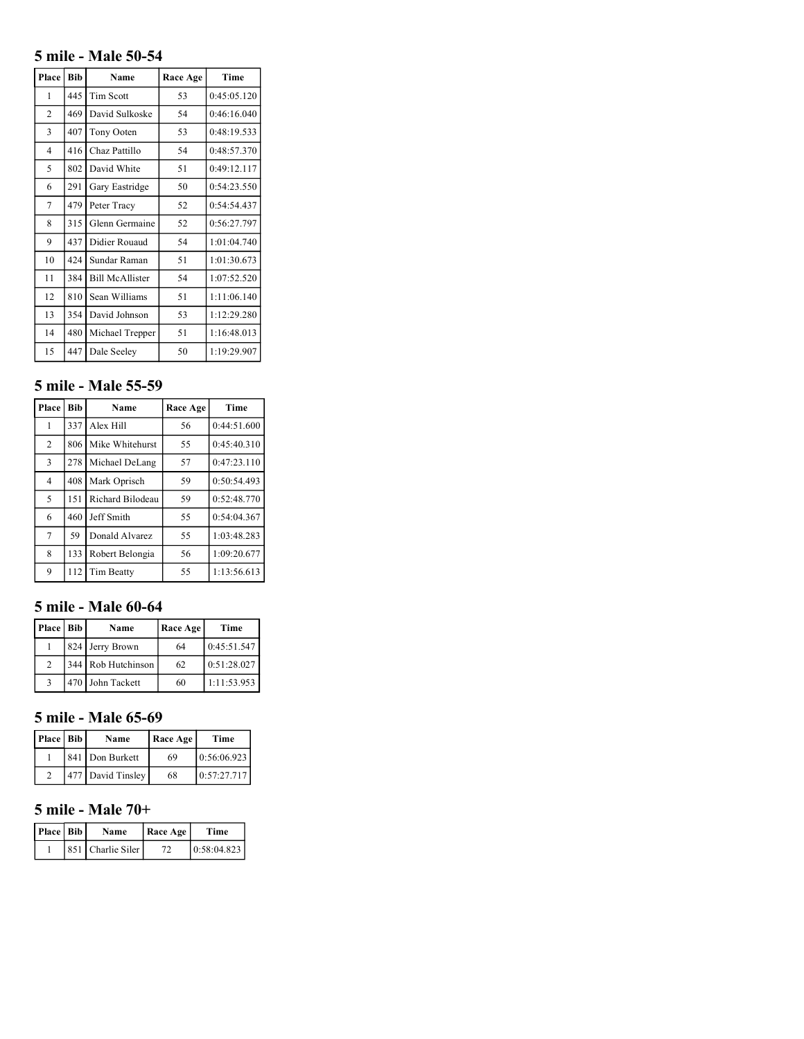## 5 mile - Male 50-54

| Place | Bib | Name | Race Age | Time |
|---|---|---|---|---|
| 1 | 445 | Tim Scott | 53 | 0:45:05.120 |
| 2 | 469 | David Sulkoske | 54 | 0:46:16.040 |
| 3 | 407 | Tony Ooten | 53 | 0:48:19.533 |
| 4 | 416 | Chaz Pattillo | 54 | 0:48:57.370 |
| 5 | 802 | David White | 51 | 0:49:12.117 |
| 6 | 291 | Gary Eastridge | 50 | 0:54:23.550 |
| 7 | 479 | Peter Tracy | 52 | 0:54:54.437 |
| 8 | 315 | Glenn Germaine | 52 | 0:56:27.797 |
| 9 | 437 | Didier Rouaud | 54 | 1:01:04.740 |
| 10 | 424 | Sundar Raman | 51 | 1:01:30.673 |
| 11 | 384 | Bill McAllister | 54 | 1:07:52.520 |
| 12 | 810 | Sean Williams | 51 | 1:11:06.140 |
| 13 | 354 | David Johnson | 53 | 1:12:29.280 |
| 14 | 480 | Michael Trepper | 51 | 1:16:48.013 |
| 15 | 447 | Dale Seeley | 50 | 1:19:29.907 |

## 5 mile - Male 55-59

| Place | Bib | Name | Race Age | Time |
|---|---|---|---|---|
| 1 | 337 | Alex Hill | 56 | 0:44:51.600 |
| 2 | 806 | Mike Whitehurst | 55 | 0:45:40.310 |
| 3 | 278 | Michael DeLang | 57 | 0:47:23.110 |
| 4 | 408 | Mark Oprisch | 59 | 0:50:54.493 |
| 5 | 151 | Richard Bilodeau | 59 | 0:52:48.770 |
| 6 | 460 | Jeff Smith | 55 | 0:54:04.367 |
| 7 | 59 | Donald Alvarez | 55 | 1:03:48.283 |
| 8 | 133 | Robert Belongia | 56 | 1:09:20.677 |
| 9 | 112 | Tim Beatty | 55 | 1:13:56.613 |

## 5 mile - Male 60-64

| Place | Bib | Name | Race Age | Time |
|---|---|---|---|---|
| 1 | 824 | Jerry Brown | 64 | 0:45:51.547 |
| 2 | 344 | Rob Hutchinson | 62 | 0:51:28.027 |
| 3 | 470 | John Tackett | 60 | 1:11:53.953 |

## 5 mile - Male 65-69

| Place | Bib | Name | Race Age | Time |
|---|---|---|---|---|
| 1 | 841 | Don Burkett | 69 | 0:56:06.923 |
| 2 | 477 | David Tinsley | 68 | 0:57:27.717 |

## 5 mile - Male 70+

| Place | Bib | Name | Race Age | Time |
|---|---|---|---|---|
| 1 | 851 | Charlie Siler | 72 | 0:58:04.823 |